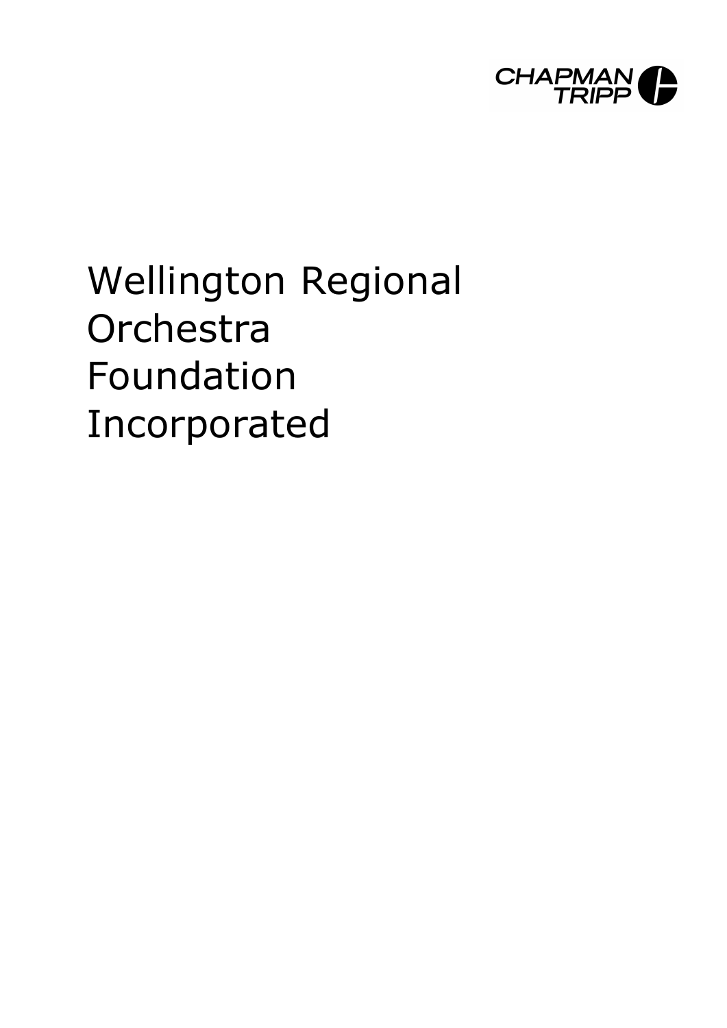CHAPMAN TRIPP

# Wellington Regional Orchestra Foundation Incorporated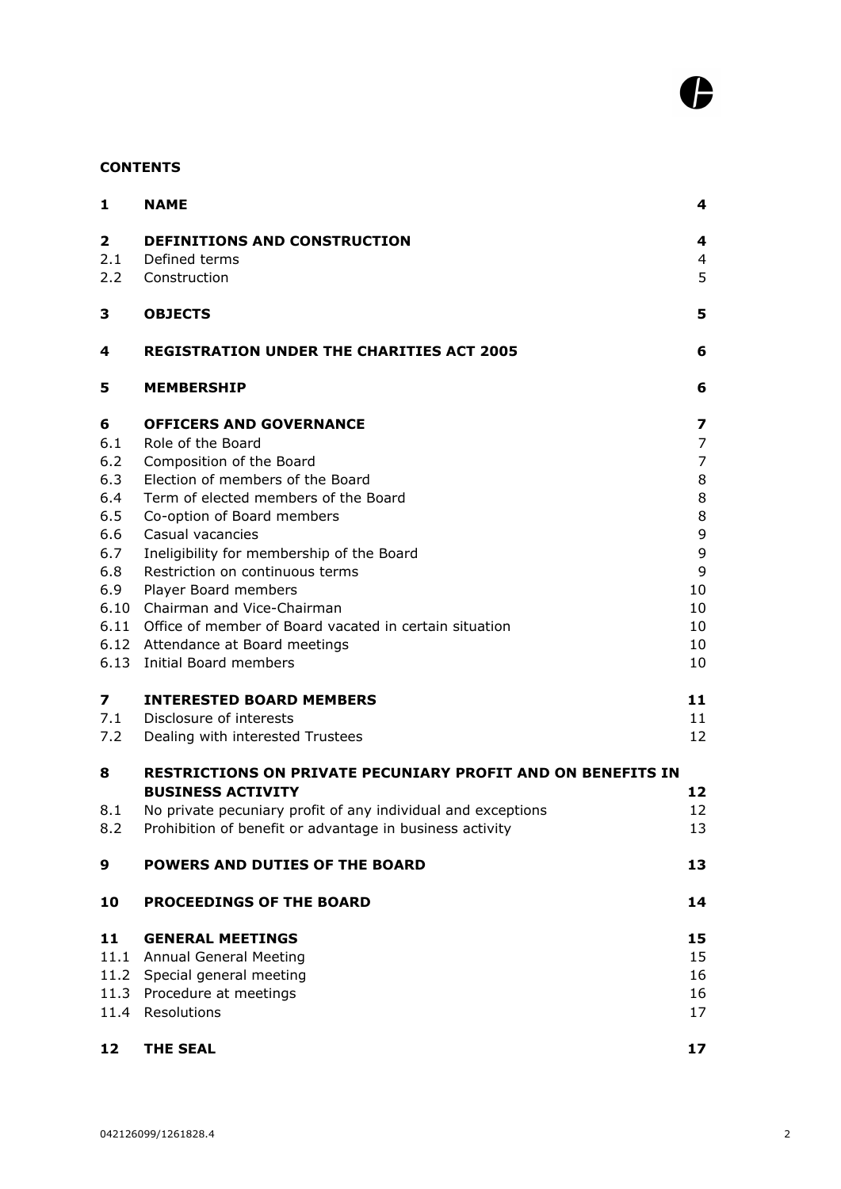**CONTENTS**

| | | |
|---|---|---|
| **1** | **NAME** | **4** |
| **2** | **DEFINITIONS AND CONSTRUCTION** | **4** |
| 2.1 | Defined terms | 4 |
| 2.2 | Construction | 5 |
| **3** | **OBJECTS** | **5** |
| **4** | **REGISTRATION UNDER THE CHARITIES ACT 2005** | **6** |
| **5** | **MEMBERSHIP** | **6** |
| **6** | **OFFICERS AND GOVERNANCE** | **7** |
| 6.1 | Role of the Board | 7 |
| 6.2 | Composition of the Board | 7 |
| 6.3 | Election of members of the Board | 8 |
| 6.4 | Term of elected members of the Board | 8 |
| 6.5 | Co-option of Board members | 8 |
| 6.6 | Casual vacancies | 9 |
| 6.7 | Ineligibility for membership of the Board | 9 |
| 6.8 | Restriction on continuous terms | 9 |
| 6.9 | Player Board members | 10 |
| 6.10 | Chairman and Vice-Chairman | 10 |
| 6.11 | Office of member of Board vacated in certain situation | 10 |
| 6.12 | Attendance at Board meetings | 10 |
| 6.13 | Initial Board members | 10 |
| **7** | **INTERESTED BOARD MEMBERS** | **11** |
| 7.1 | Disclosure of interests | 11 |
| 7.2 | Dealing with interested Trustees | 12 |
| **8** | **RESTRICTIONS ON PRIVATE PECUNIARY PROFIT AND ON BENEFITS IN BUSINESS ACTIVITY** | **12** |
| 8.1 | No private pecuniary profit of any individual and exceptions | 12 |
| 8.2 | Prohibition of benefit or advantage in business activity | 13 |
| **9** | **POWERS AND DUTIES OF THE BOARD** | **13** |
| **10** | **PROCEEDINGS OF THE BOARD** | **14** |
| **11** | **GENERAL MEETINGS** | **15** |
| 11.1 | Annual General Meeting | 15 |
| 11.2 | Special general meeting | 16 |
| 11.3 | Procedure at meetings | 16 |
| 11.4 | Resolutions | 17 |
| **12** | **THE SEAL** | **17** |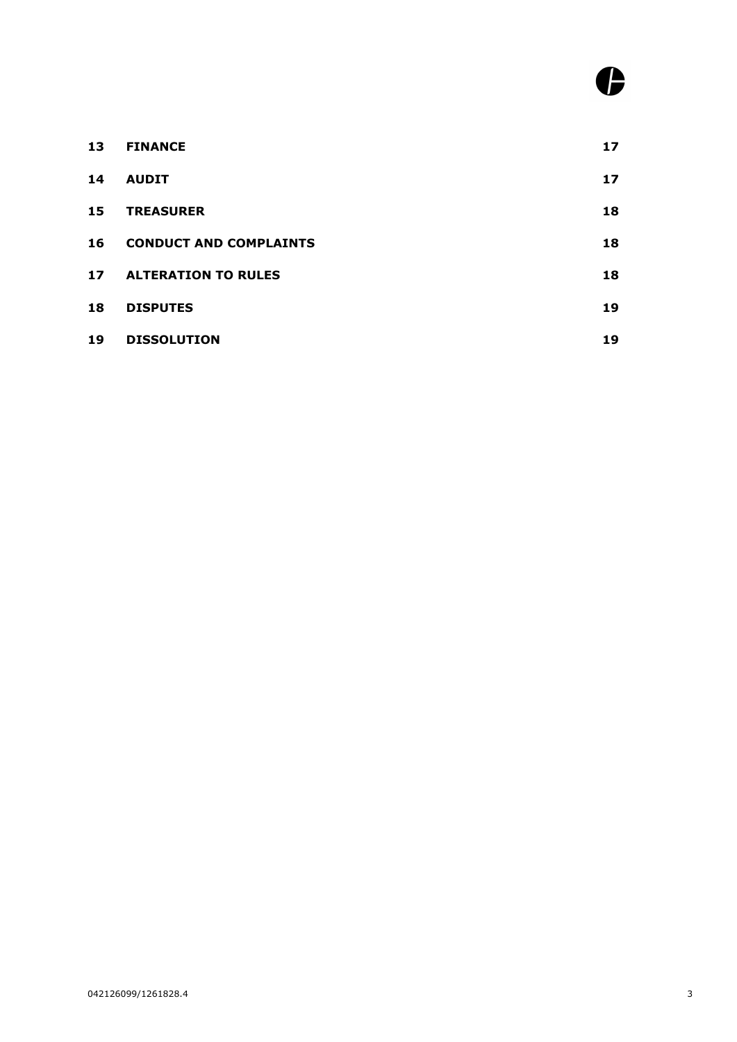| | | |
|---|---|---|
| **13** | **FINANCE** | **17** |
| **14** | **AUDIT** | **17** |
| **15** | **TREASURER** | **18** |
| **16** | **CONDUCT AND COMPLAINTS** | **18** |
| **17** | **ALTERATION TO RULES** | **18** |
| **18** | **DISPUTES** | **19** |
| **19** | **DISSOLUTION** | **19** |

042126099/1261828.4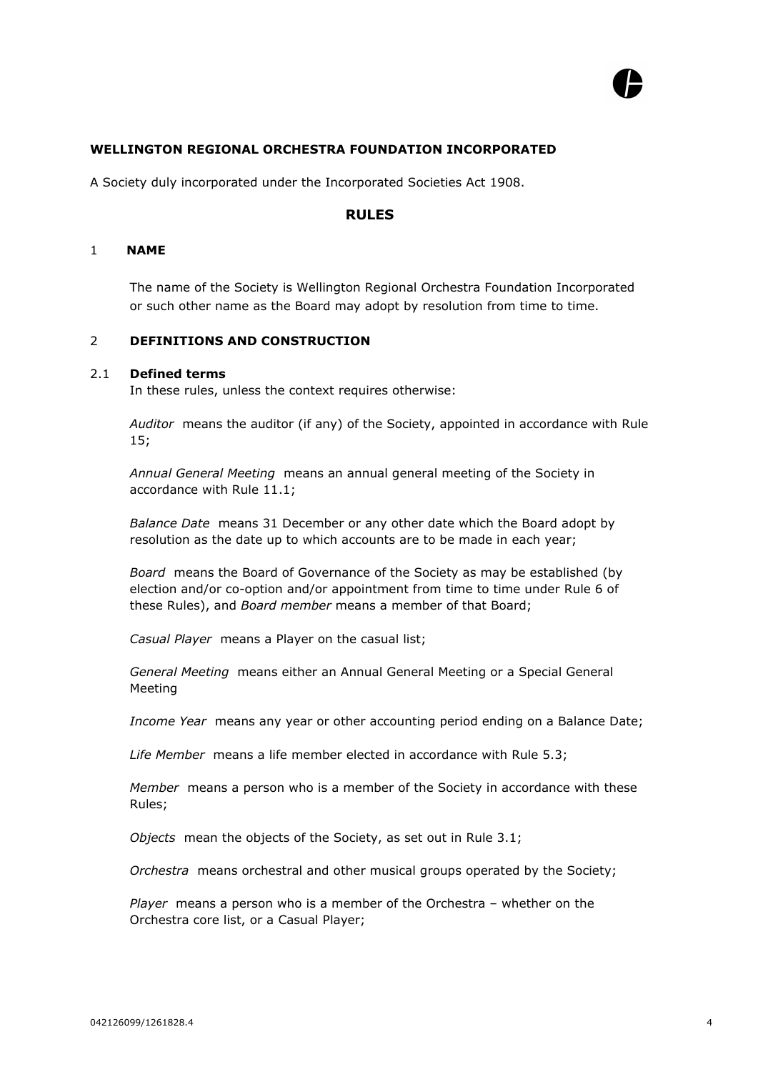**WELLINGTON REGIONAL ORCHESTRA FOUNDATION INCORPORATED**

A Society duly incorporated under the Incorporated Societies Act 1908.

## RULES

### 1 NAME

The name of the Society is Wellington Regional Orchestra Foundation Incorporated or such other name as the Board may adopt by resolution from time to time.

### 2 DEFINITIONS AND CONSTRUCTION

#### 2.1 Defined terms

In these rules, unless the context requires otherwise:

*Auditor* means the auditor (if any) of the Society, appointed in accordance with Rule 15;

*Annual General Meeting* means an annual general meeting of the Society in accordance with Rule 11.1;

*Balance Date* means 31 December or any other date which the Board adopt by resolution as the date up to which accounts are to be made in each year;

*Board* means the Board of Governance of the Society as may be established (by election and/or co-option and/or appointment from time to time under Rule 6 of these Rules), and *Board member* means a member of that Board;

*Casual Player* means a Player on the casual list;

*General Meeting* means either an Annual General Meeting or a Special General Meeting

*Income Year* means any year or other accounting period ending on a Balance Date;

*Life Member* means a life member elected in accordance with Rule 5.3;

*Member* means a person who is a member of the Society in accordance with these Rules;

*Objects* mean the objects of the Society, as set out in Rule 3.1;

*Orchestra* means orchestral and other musical groups operated by the Society;

*Player* means a person who is a member of the Orchestra – whether on the Orchestra core list, or a Casual Player;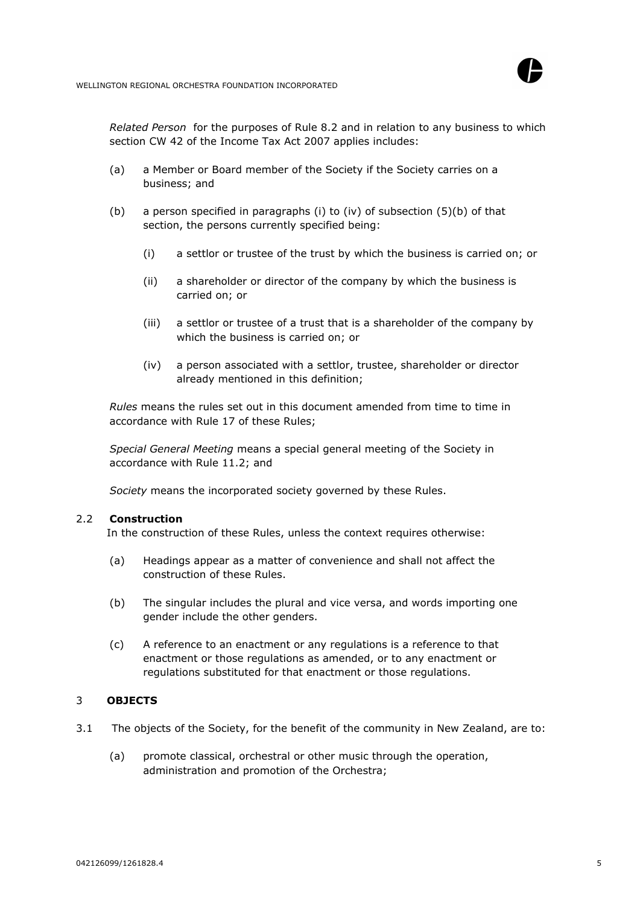*Related Person* for the purposes of Rule 8.2 and in relation to any business to which section CW 42 of the Income Tax Act 2007 applies includes:

(a) a Member or Board member of the Society if the Society carries on a business; and

(b) a person specified in paragraphs (i) to (iv) of subsection (5)(b) of that section, the persons currently specified being:

   (i) a settlor or trustee of the trust by which the business is carried on; or

   (ii) a shareholder or director of the company by which the business is carried on; or

   (iii) a settlor or trustee of a trust that is a shareholder of the company by which the business is carried on; or

   (iv) a person associated with a settlor, trustee, shareholder or director already mentioned in this definition;

*Rules* means the rules set out in this document amended from time to time in accordance with Rule 17 of these Rules;

*Special General Meeting* means a special general meeting of the Society in accordance with Rule 11.2; and

*Society* means the incorporated society governed by these Rules.

2.2 **Construction**

In the construction of these Rules, unless the context requires otherwise:

(a) Headings appear as a matter of convenience and shall not affect the construction of these Rules.

(b) The singular includes the plural and vice versa, and words importing one gender include the other genders.

(c) A reference to an enactment or any regulations is a reference to that enactment or those regulations as amended, or to any enactment or regulations substituted for that enactment or those regulations.

## 3 OBJECTS

3.1 The objects of the Society, for the benefit of the community in New Zealand, are to:

(a) promote classical, orchestral or other music through the operation, administration and promotion of the Orchestra;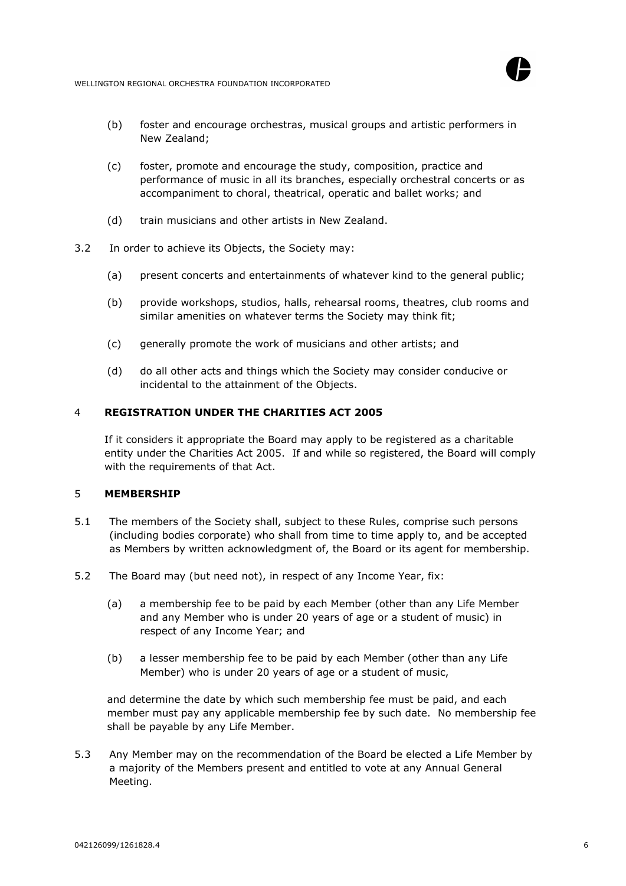(b) foster and encourage orchestras, musical groups and artistic performers in New Zealand;

(c) foster, promote and encourage the study, composition, practice and performance of music in all its branches, especially orchestral concerts or as accompaniment to choral, theatrical, operatic and ballet works; and

(d) train musicians and other artists in New Zealand.

3.2 In order to achieve its Objects, the Society may:

(a) present concerts and entertainments of whatever kind to the general public;

(b) provide workshops, studios, halls, rehearsal rooms, theatres, club rooms and similar amenities on whatever terms the Society may think fit;

(c) generally promote the work of musicians and other artists; and

(d) do all other acts and things which the Society may consider conducive or incidental to the attainment of the Objects.

## 4 REGISTRATION UNDER THE CHARITIES ACT 2005

If it considers it appropriate the Board may apply to be registered as a charitable entity under the Charities Act 2005. If and while so registered, the Board will comply with the requirements of that Act.

## 5 MEMBERSHIP

5.1 The members of the Society shall, subject to these Rules, comprise such persons (including bodies corporate) who shall from time to time apply to, and be accepted as Members by written acknowledgment of, the Board or its agent for membership.

5.2 The Board may (but need not), in respect of any Income Year, fix:

(a) a membership fee to be paid by each Member (other than any Life Member and any Member who is under 20 years of age or a student of music) in respect of any Income Year; and

(b) a lesser membership fee to be paid by each Member (other than any Life Member) who is under 20 years of age or a student of music,

and determine the date by which such membership fee must be paid, and each member must pay any applicable membership fee by such date. No membership fee shall be payable by any Life Member.

5.3 Any Member may on the recommendation of the Board be elected a Life Member by a majority of the Members present and entitled to vote at any Annual General Meeting.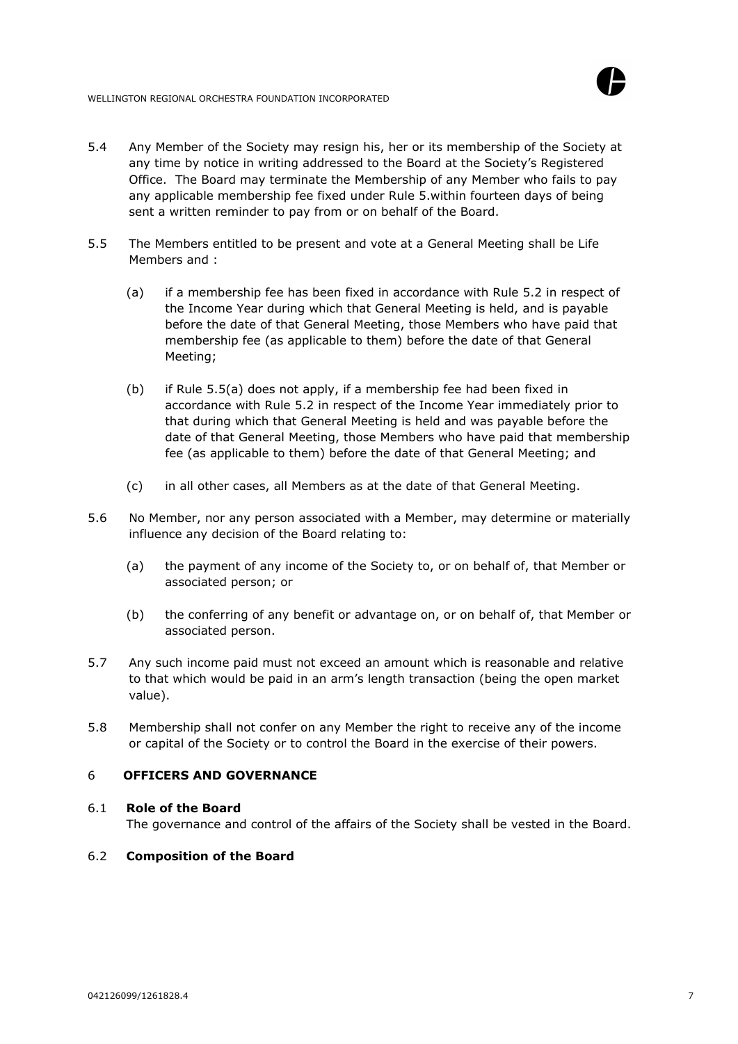5.4 Any Member of the Society may resign his, her or its membership of the Society at any time by notice in writing addressed to the Board at the Society's Registered Office. The Board may terminate the Membership of any Member who fails to pay any applicable membership fee fixed under Rule 5.within fourteen days of being sent a written reminder to pay from or on behalf of the Board.

5.5 The Members entitled to be present and vote at a General Meeting shall be Life Members and :

(a) if a membership fee has been fixed in accordance with Rule 5.2 in respect of the Income Year during which that General Meeting is held, and is payable before the date of that General Meeting, those Members who have paid that membership fee (as applicable to them) before the date of that General Meeting;

(b) if Rule 5.5(a) does not apply, if a membership fee had been fixed in accordance with Rule 5.2 in respect of the Income Year immediately prior to that during which that General Meeting is held and was payable before the date of that General Meeting, those Members who have paid that membership fee (as applicable to them) before the date of that General Meeting; and

(c) in all other cases, all Members as at the date of that General Meeting.

5.6 No Member, nor any person associated with a Member, may determine or materially influence any decision of the Board relating to:

(a) the payment of any income of the Society to, or on behalf of, that Member or associated person; or

(b) the conferring of any benefit or advantage on, or on behalf of, that Member or associated person.

5.7 Any such income paid must not exceed an amount which is reasonable and relative to that which would be paid in an arm's length transaction (being the open market value).

5.8 Membership shall not confer on any Member the right to receive any of the income or capital of the Society or to control the Board in the exercise of their powers.

## 6 OFFICERS AND GOVERNANCE

### 6.1 Role of the Board

The governance and control of the affairs of the Society shall be vested in the Board.

### 6.2 Composition of the Board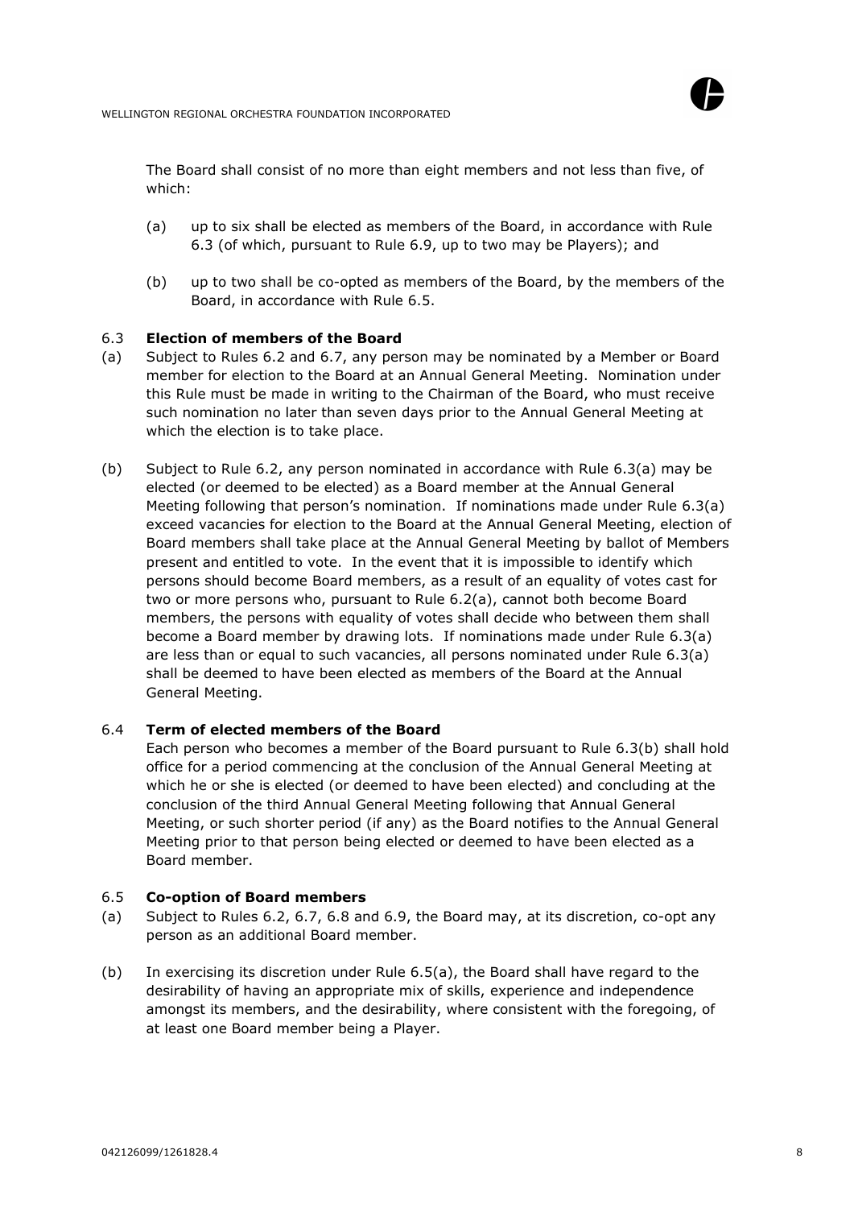The Board shall consist of no more than eight members and not less than five, of which:

(a) up to six shall be elected as members of the Board, in accordance with Rule 6.3 (of which, pursuant to Rule 6.9, up to two may be Players); and

(b) up to two shall be co-opted as members of the Board, by the members of the Board, in accordance with Rule 6.5.

6.3 **Election of members of the Board**

(a) Subject to Rules 6.2 and 6.7, any person may be nominated by a Member or Board member for election to the Board at an Annual General Meeting. Nomination under this Rule must be made in writing to the Chairman of the Board, who must receive such nomination no later than seven days prior to the Annual General Meeting at which the election is to take place.

(b) Subject to Rule 6.2, any person nominated in accordance with Rule 6.3(a) may be elected (or deemed to be elected) as a Board member at the Annual General Meeting following that person's nomination. If nominations made under Rule 6.3(a) exceed vacancies for election to the Board at the Annual General Meeting, election of Board members shall take place at the Annual General Meeting by ballot of Members present and entitled to vote. In the event that it is impossible to identify which persons should become Board members, as a result of an equality of votes cast for two or more persons who, pursuant to Rule 6.2(a), cannot both become Board members, the persons with equality of votes shall decide who between them shall become a Board member by drawing lots. If nominations made under Rule 6.3(a) are less than or equal to such vacancies, all persons nominated under Rule 6.3(a) shall be deemed to have been elected as members of the Board at the Annual General Meeting.

6.4 **Term of elected members of the Board**

Each person who becomes a member of the Board pursuant to Rule 6.3(b) shall hold office for a period commencing at the conclusion of the Annual General Meeting at which he or she is elected (or deemed to have been elected) and concluding at the conclusion of the third Annual General Meeting following that Annual General Meeting, or such shorter period (if any) as the Board notifies to the Annual General Meeting prior to that person being elected or deemed to have been elected as a Board member.

6.5 **Co-option of Board members**

(a) Subject to Rules 6.2, 6.7, 6.8 and 6.9, the Board may, at its discretion, co-opt any person as an additional Board member.

(b) In exercising its discretion under Rule 6.5(a), the Board shall have regard to the desirability of having an appropriate mix of skills, experience and independence amongst its members, and the desirability, where consistent with the foregoing, of at least one Board member being a Player.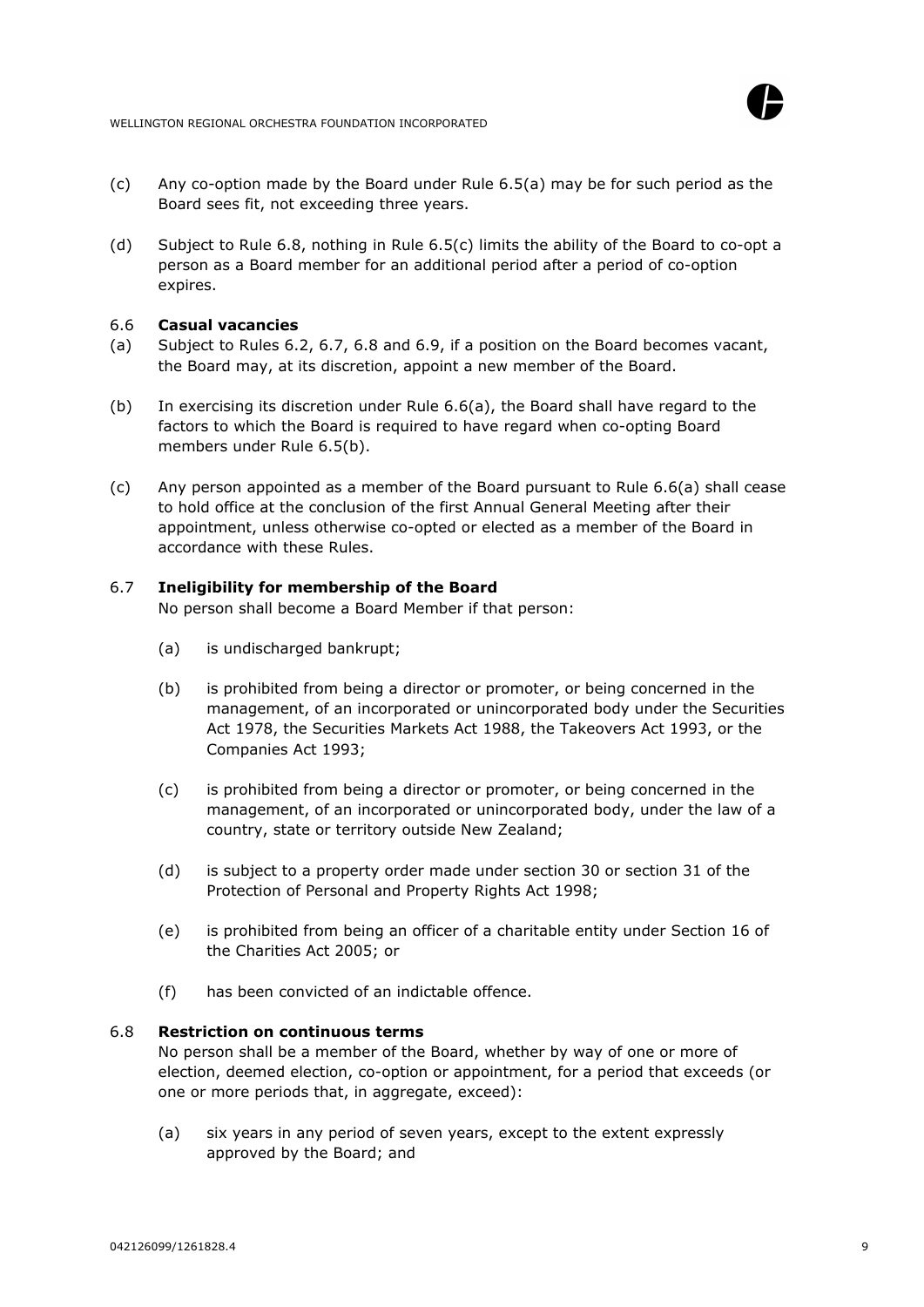(c) Any co-option made by the Board under Rule 6.5(a) may be for such period as the Board sees fit, not exceeding three years.

(d) Subject to Rule 6.8, nothing in Rule 6.5(c) limits the ability of the Board to co-opt a person as a Board member for an additional period after a period of co-option expires.

### 6.6 Casual vacancies

(a) Subject to Rules 6.2, 6.7, 6.8 and 6.9, if a position on the Board becomes vacant, the Board may, at its discretion, appoint a new member of the Board.

(b) In exercising its discretion under Rule 6.6(a), the Board shall have regard to the factors to which the Board is required to have regard when co-opting Board members under Rule 6.5(b).

(c) Any person appointed as a member of the Board pursuant to Rule 6.6(a) shall cease to hold office at the conclusion of the first Annual General Meeting after their appointment, unless otherwise co-opted or elected as a member of the Board in accordance with these Rules.

### 6.7 Ineligibility for membership of the Board

No person shall become a Board Member if that person:

(a) is undischarged bankrupt;

(b) is prohibited from being a director or promoter, or being concerned in the management, of an incorporated or unincorporated body under the Securities Act 1978, the Securities Markets Act 1988, the Takeovers Act 1993, or the Companies Act 1993;

(c) is prohibited from being a director or promoter, or being concerned in the management, of an incorporated or unincorporated body, under the law of a country, state or territory outside New Zealand;

(d) is subject to a property order made under section 30 or section 31 of the Protection of Personal and Property Rights Act 1998;

(e) is prohibited from being an officer of a charitable entity under Section 16 of the Charities Act 2005; or

(f) has been convicted of an indictable offence.

### 6.8 Restriction on continuous terms

No person shall be a member of the Board, whether by way of one or more of election, deemed election, co-option or appointment, for a period that exceeds (or one or more periods that, in aggregate, exceed):

(a) six years in any period of seven years, except to the extent expressly approved by the Board; and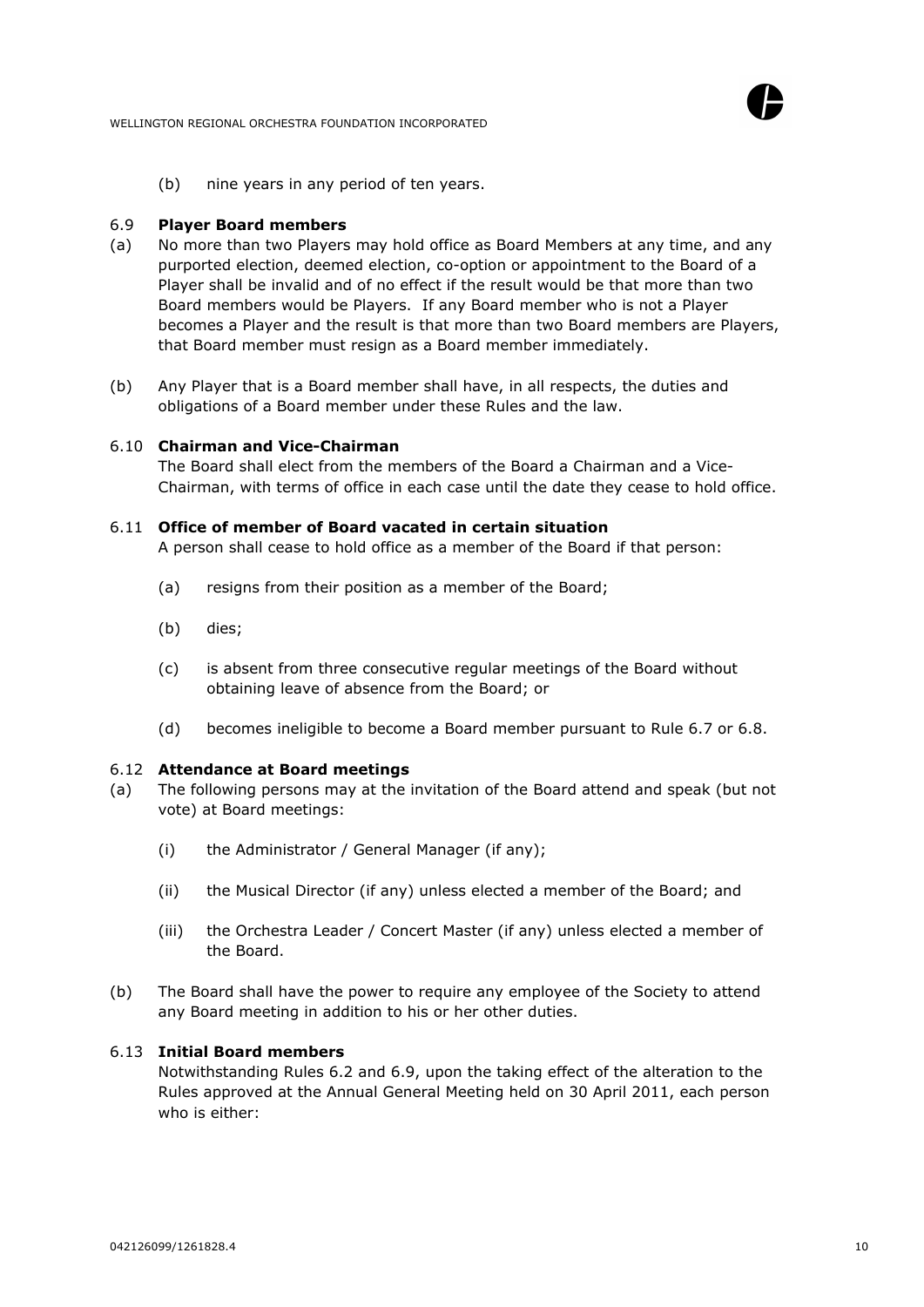(b) nine years in any period of ten years.

### 6.9 Player Board members

(a) No more than two Players may hold office as Board Members at any time, and any purported election, deemed election, co-option or appointment to the Board of a Player shall be invalid and of no effect if the result would be that more than two Board members would be Players. If any Board member who is not a Player becomes a Player and the result is that more than two Board members are Players, that Board member must resign as a Board member immediately.

(b) Any Player that is a Board member shall have, in all respects, the duties and obligations of a Board member under these Rules and the law.

### 6.10 Chairman and Vice-Chairman

The Board shall elect from the members of the Board a Chairman and a Vice-Chairman, with terms of office in each case until the date they cease to hold office.

### 6.11 Office of member of Board vacated in certain situation

A person shall cease to hold office as a member of the Board if that person:

(a) resigns from their position as a member of the Board;

(b) dies;

(c) is absent from three consecutive regular meetings of the Board without obtaining leave of absence from the Board; or

(d) becomes ineligible to become a Board member pursuant to Rule 6.7 or 6.8.

### 6.12 Attendance at Board meetings

(a) The following persons may at the invitation of the Board attend and speak (but not vote) at Board meetings:

(i) the Administrator / General Manager (if any);

(ii) the Musical Director (if any) unless elected a member of the Board; and

(iii) the Orchestra Leader / Concert Master (if any) unless elected a member of the Board.

(b) The Board shall have the power to require any employee of the Society to attend any Board meeting in addition to his or her other duties.

### 6.13 Initial Board members

Notwithstanding Rules 6.2 and 6.9, upon the taking effect of the alteration to the Rules approved at the Annual General Meeting held on 30 April 2011, each person who is either: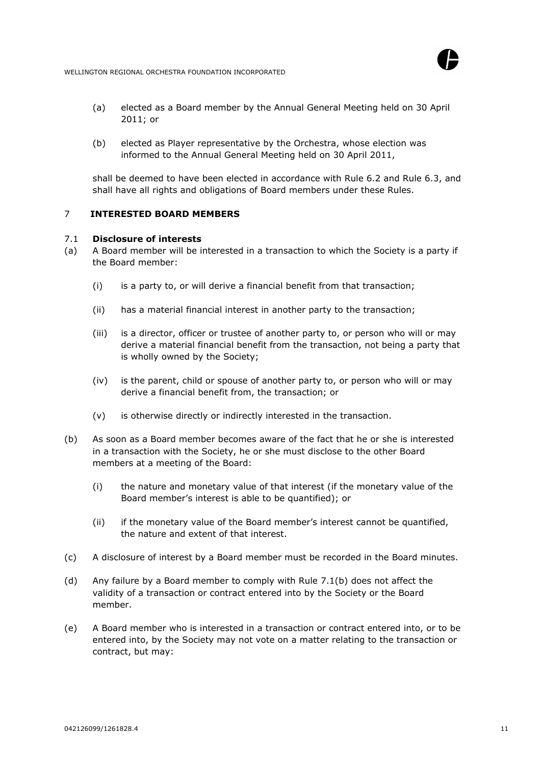(a) elected as a Board member by the Annual General Meeting held on 30 April 2011; or

(b) elected as Player representative by the Orchestra, whose election was informed to the Annual General Meeting held on 30 April 2011,

shall be deemed to have been elected in accordance with Rule 6.2 and Rule 6.3, and shall have all rights and obligations of Board members under these Rules.

## 7 INTERESTED BOARD MEMBERS

### 7.1 Disclosure of interests

(a) A Board member will be interested in a transaction to which the Society is a party if the Board member:

(i) is a party to, or will derive a financial benefit from that transaction;

(ii) has a material financial interest in another party to the transaction;

(iii) is a director, officer or trustee of another party to, or person who will or may derive a material financial benefit from the transaction, not being a party that is wholly owned by the Society;

(iv) is the parent, child or spouse of another party to, or person who will or may derive a financial benefit from, the transaction; or

(v) is otherwise directly or indirectly interested in the transaction.

(b) As soon as a Board member becomes aware of the fact that he or she is interested in a transaction with the Society, he or she must disclose to the other Board members at a meeting of the Board:

(i) the nature and monetary value of that interest (if the monetary value of the Board member's interest is able to be quantified); or

(ii) if the monetary value of the Board member's interest cannot be quantified, the nature and extent of that interest.

(c) A disclosure of interest by a Board member must be recorded in the Board minutes.

(d) Any failure by a Board member to comply with Rule 7.1(b) does not affect the validity of a transaction or contract entered into by the Society or the Board member.

(e) A Board member who is interested in a transaction or contract entered into, or to be entered into, by the Society may not vote on a matter relating to the transaction or contract, but may: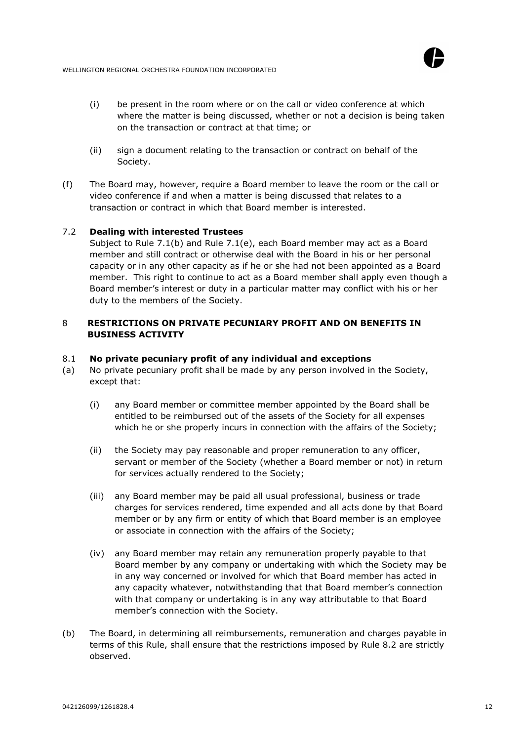(i) be present in the room where or on the call or video conference at which where the matter is being discussed, whether or not a decision is being taken on the transaction or contract at that time; or

(ii) sign a document relating to the transaction or contract on behalf of the Society.

(f) The Board may, however, require a Board member to leave the room or the call or video conference if and when a matter is being discussed that relates to a transaction or contract in which that Board member is interested.

7.2 **Dealing with interested Trustees**

Subject to Rule 7.1(b) and Rule 7.1(e), each Board member may act as a Board member and still contract or otherwise deal with the Board in his or her personal capacity or in any other capacity as if he or she had not been appointed as a Board member. This right to continue to act as a Board member shall apply even though a Board member's interest or duty in a particular matter may conflict with his or her duty to the members of the Society.

## 8 RESTRICTIONS ON PRIVATE PECUNIARY PROFIT AND ON BENEFITS IN BUSINESS ACTIVITY

8.1 **No private pecuniary profit of any individual and exceptions**

(a) No private pecuniary profit shall be made by any person involved in the Society, except that:

(i) any Board member or committee member appointed by the Board shall be entitled to be reimbursed out of the assets of the Society for all expenses which he or she properly incurs in connection with the affairs of the Society;

(ii) the Society may pay reasonable and proper remuneration to any officer, servant or member of the Society (whether a Board member or not) in return for services actually rendered to the Society;

(iii) any Board member may be paid all usual professional, business or trade charges for services rendered, time expended and all acts done by that Board member or by any firm or entity of which that Board member is an employee or associate in connection with the affairs of the Society;

(iv) any Board member may retain any remuneration properly payable to that Board member by any company or undertaking with which the Society may be in any way concerned or involved for which that Board member has acted in any capacity whatever, notwithstanding that that Board member's connection with that company or undertaking is in any way attributable to that Board member's connection with the Society.

(b) The Board, in determining all reimbursements, remuneration and charges payable in terms of this Rule, shall ensure that the restrictions imposed by Rule 8.2 are strictly observed.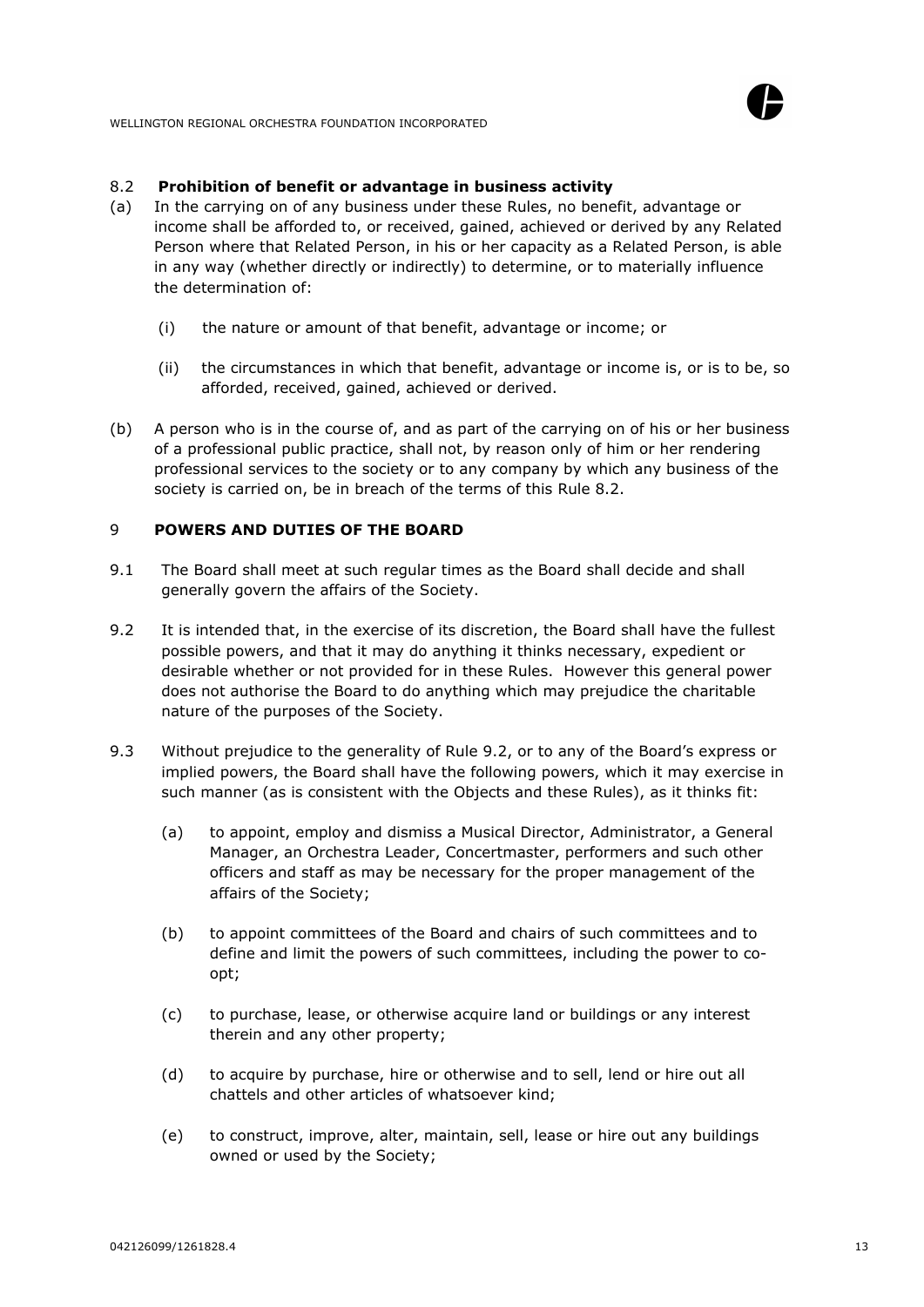### 8.2 **Prohibition of benefit or advantage in business activity**

(a) In the carrying on of any business under these Rules, no benefit, advantage or income shall be afforded to, or received, gained, achieved or derived by any Related Person where that Related Person, in his or her capacity as a Related Person, is able in any way (whether directly or indirectly) to determine, or to materially influence the determination of:

   (i) the nature or amount of that benefit, advantage or income; or

   (ii) the circumstances in which that benefit, advantage or income is, or is to be, so afforded, received, gained, achieved or derived.

(b) A person who is in the course of, and as part of the carrying on of his or her business of a professional public practice, shall not, by reason only of him or her rendering professional services to the society or to any company by which any business of the society is carried on, be in breach of the terms of this Rule 8.2.

## 9 **POWERS AND DUTIES OF THE BOARD**

9.1 The Board shall meet at such regular times as the Board shall decide and shall generally govern the affairs of the Society.

9.2 It is intended that, in the exercise of its discretion, the Board shall have the fullest possible powers, and that it may do anything it thinks necessary, expedient or desirable whether or not provided for in these Rules. However this general power does not authorise the Board to do anything which may prejudice the charitable nature of the purposes of the Society.

9.3 Without prejudice to the generality of Rule 9.2, or to any of the Board's express or implied powers, the Board shall have the following powers, which it may exercise in such manner (as is consistent with the Objects and these Rules), as it thinks fit:

   (a) to appoint, employ and dismiss a Musical Director, Administrator, a General Manager, an Orchestra Leader, Concertmaster, performers and such other officers and staff as may be necessary for the proper management of the affairs of the Society;

   (b) to appoint committees of the Board and chairs of such committees and to define and limit the powers of such committees, including the power to co-opt;

   (c) to purchase, lease, or otherwise acquire land or buildings or any interest therein and any other property;

   (d) to acquire by purchase, hire or otherwise and to sell, lend or hire out all chattels and other articles of whatsoever kind;

   (e) to construct, improve, alter, maintain, sell, lease or hire out any buildings owned or used by the Society;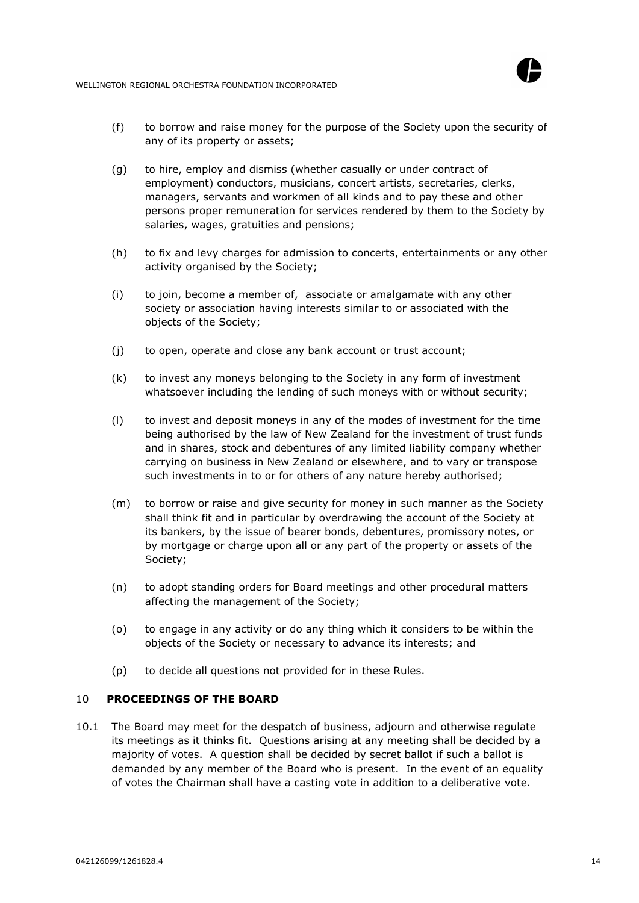(f) to borrow and raise money for the purpose of the Society upon the security of any of its property or assets;

(g) to hire, employ and dismiss (whether casually or under contract of employment) conductors, musicians, concert artists, secretaries, clerks, managers, servants and workmen of all kinds and to pay these and other persons proper remuneration for services rendered by them to the Society by salaries, wages, gratuities and pensions;

(h) to fix and levy charges for admission to concerts, entertainments or any other activity organised by the Society;

(i) to join, become a member of, associate or amalgamate with any other society or association having interests similar to or associated with the objects of the Society;

(j) to open, operate and close any bank account or trust account;

(k) to invest any moneys belonging to the Society in any form of investment whatsoever including the lending of such moneys with or without security;

(l) to invest and deposit moneys in any of the modes of investment for the time being authorised by the law of New Zealand for the investment of trust funds and in shares, stock and debentures of any limited liability company whether carrying on business in New Zealand or elsewhere, and to vary or transpose such investments in to or for others of any nature hereby authorised;

(m) to borrow or raise and give security for money in such manner as the Society shall think fit and in particular by overdrawing the account of the Society at its bankers, by the issue of bearer bonds, debentures, promissory notes, or by mortgage or charge upon all or any part of the property or assets of the Society;

(n) to adopt standing orders for Board meetings and other procedural matters affecting the management of the Society;

(o) to engage in any activity or do any thing which it considers to be within the objects of the Society or necessary to advance its interests; and

(p) to decide all questions not provided for in these Rules.

## 10 PROCEEDINGS OF THE BOARD

10.1 The Board may meet for the despatch of business, adjourn and otherwise regulate its meetings as it thinks fit. Questions arising at any meeting shall be decided by a majority of votes. A question shall be decided by secret ballot if such a ballot is demanded by any member of the Board who is present. In the event of an equality of votes the Chairman shall have a casting vote in addition to a deliberative vote.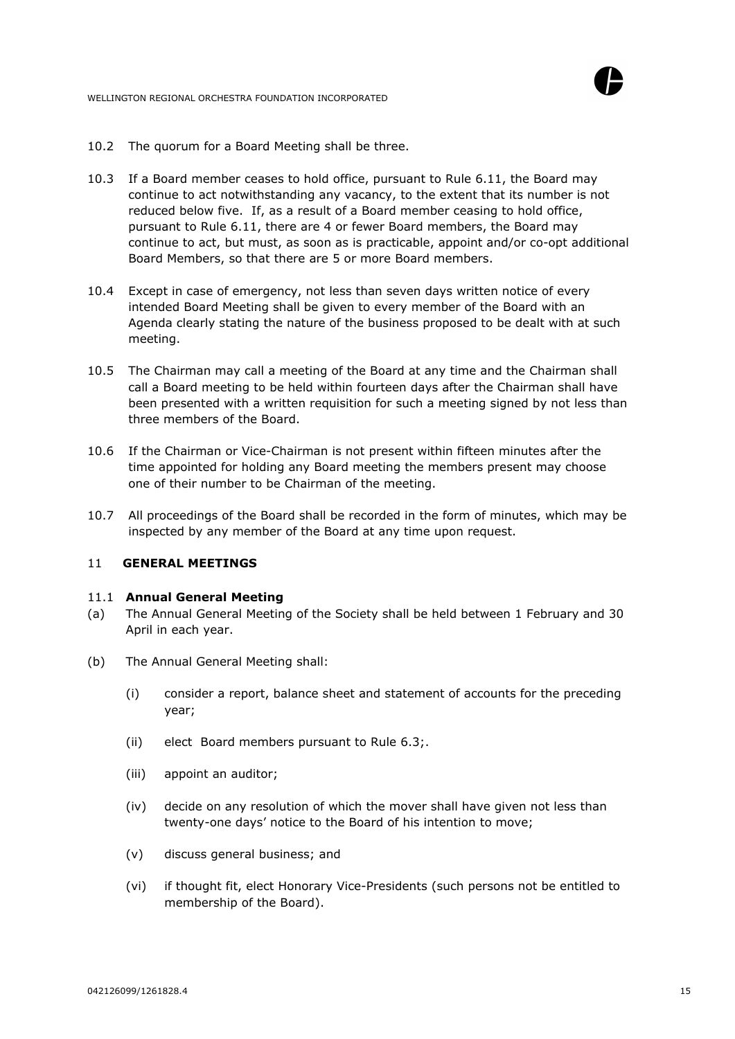10.2 The quorum for a Board Meeting shall be three.

10.3 If a Board member ceases to hold office, pursuant to Rule 6.11, the Board may continue to act notwithstanding any vacancy, to the extent that its number is not reduced below five. If, as a result of a Board member ceasing to hold office, pursuant to Rule 6.11, there are 4 or fewer Board members, the Board may continue to act, but must, as soon as is practicable, appoint and/or co-opt additional Board Members, so that there are 5 or more Board members.

10.4 Except in case of emergency, not less than seven days written notice of every intended Board Meeting shall be given to every member of the Board with an Agenda clearly stating the nature of the business proposed to be dealt with at such meeting.

10.5 The Chairman may call a meeting of the Board at any time and the Chairman shall call a Board meeting to be held within fourteen days after the Chairman shall have been presented with a written requisition for such a meeting signed by not less than three members of the Board.

10.6 If the Chairman or Vice-Chairman is not present within fifteen minutes after the time appointed for holding any Board meeting the members present may choose one of their number to be Chairman of the meeting.

10.7 All proceedings of the Board shall be recorded in the form of minutes, which may be inspected by any member of the Board at any time upon request.

## 11 GENERAL MEETINGS

### 11.1 Annual General Meeting

(a) The Annual General Meeting of the Society shall be held between 1 February and 30 April in each year.

(b) The Annual General Meeting shall:

   (i) consider a report, balance sheet and statement of accounts for the preceding year;

   (ii) elect Board members pursuant to Rule 6.3;.

   (iii) appoint an auditor;

   (iv) decide on any resolution of which the mover shall have given not less than twenty-one days' notice to the Board of his intention to move;

   (v) discuss general business; and

   (vi) if thought fit, elect Honorary Vice-Presidents (such persons not be entitled to membership of the Board).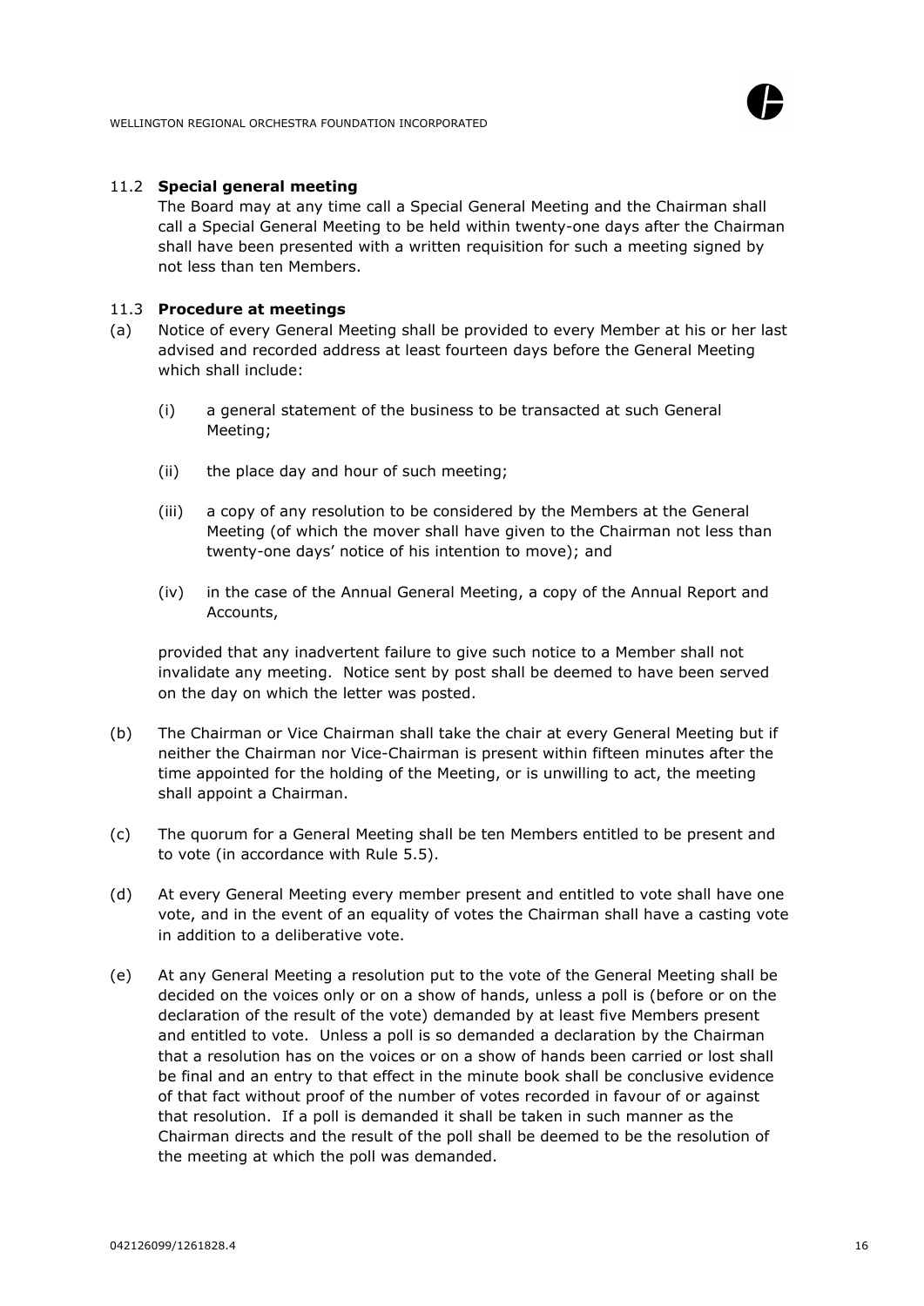11.2 **Special general meeting**

The Board may at any time call a Special General Meeting and the Chairman shall call a Special General Meeting to be held within twenty-one days after the Chairman shall have been presented with a written requisition for such a meeting signed by not less than ten Members.

11.3 **Procedure at meetings**

(a) Notice of every General Meeting shall be provided to every Member at his or her last advised and recorded address at least fourteen days before the General Meeting which shall include:

  (i) a general statement of the business to be transacted at such General Meeting;

  (ii) the place day and hour of such meeting;

  (iii) a copy of any resolution to be considered by the Members at the General Meeting (of which the mover shall have given to the Chairman not less than twenty-one days' notice of his intention to move); and

  (iv) in the case of the Annual General Meeting, a copy of the Annual Report and Accounts,

  provided that any inadvertent failure to give such notice to a Member shall not invalidate any meeting. Notice sent by post shall be deemed to have been served on the day on which the letter was posted.

(b) The Chairman or Vice Chairman shall take the chair at every General Meeting but if neither the Chairman nor Vice-Chairman is present within fifteen minutes after the time appointed for the holding of the Meeting, or is unwilling to act, the meeting shall appoint a Chairman.

(c) The quorum for a General Meeting shall be ten Members entitled to be present and to vote (in accordance with Rule 5.5).

(d) At every General Meeting every member present and entitled to vote shall have one vote, and in the event of an equality of votes the Chairman shall have a casting vote in addition to a deliberative vote.

(e) At any General Meeting a resolution put to the vote of the General Meeting shall be decided on the voices only or on a show of hands, unless a poll is (before or on the declaration of the result of the vote) demanded by at least five Members present and entitled to vote. Unless a poll is so demanded a declaration by the Chairman that a resolution has on the voices or on a show of hands been carried or lost shall be final and an entry to that effect in the minute book shall be conclusive evidence of that fact without proof of the number of votes recorded in favour of or against that resolution. If a poll is demanded it shall be taken in such manner as the Chairman directs and the result of the poll shall be deemed to be the resolution of the meeting at which the poll was demanded.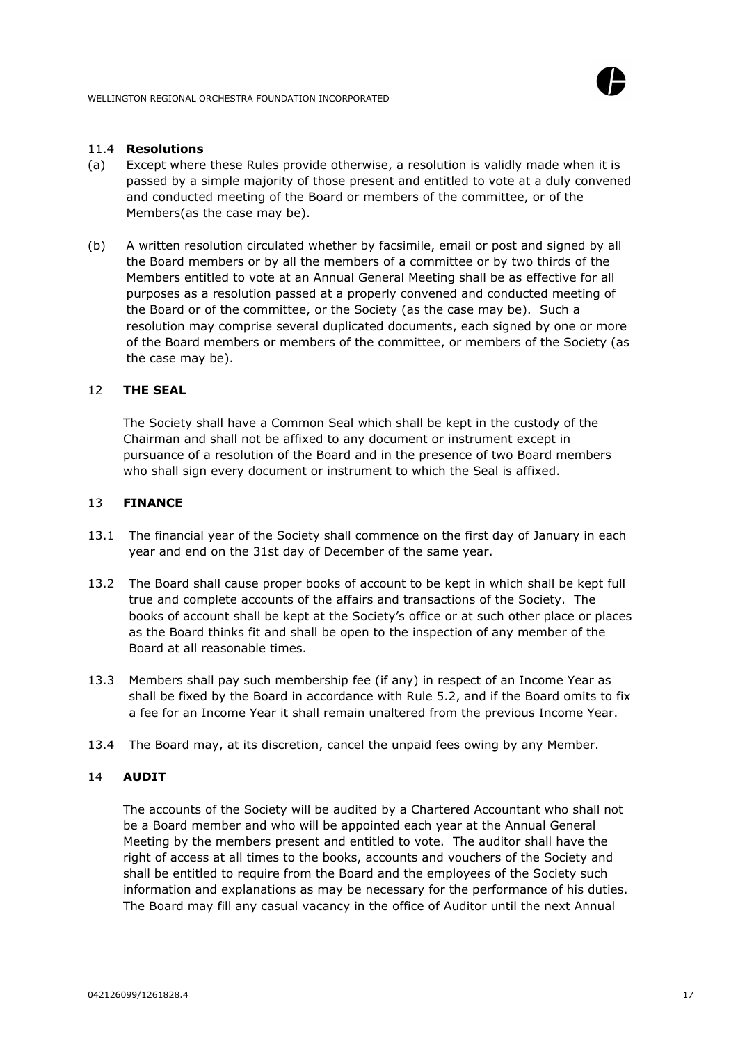### 11.4 **Resolutions**

(a) Except where these Rules provide otherwise, a resolution is validly made when it is passed by a simple majority of those present and entitled to vote at a duly convened and conducted meeting of the Board or members of the committee, or of the Members(as the case may be).

(b) A written resolution circulated whether by facsimile, email or post and signed by all the Board members or by all the members of a committee or by two thirds of the Members entitled to vote at an Annual General Meeting shall be as effective for all purposes as a resolution passed at a properly convened and conducted meeting of the Board or of the committee, or the Society (as the case may be). Such a resolution may comprise several duplicated documents, each signed by one or more of the Board members or members of the committee, or members of the Society (as the case may be).

## 12 **THE SEAL**

The Society shall have a Common Seal which shall be kept in the custody of the Chairman and shall not be affixed to any document or instrument except in pursuance of a resolution of the Board and in the presence of two Board members who shall sign every document or instrument to which the Seal is affixed.

## 13 **FINANCE**

13.1 The financial year of the Society shall commence on the first day of January in each year and end on the 31st day of December of the same year.

13.2 The Board shall cause proper books of account to be kept in which shall be kept full true and complete accounts of the affairs and transactions of the Society. The books of account shall be kept at the Society's office or at such other place or places as the Board thinks fit and shall be open to the inspection of any member of the Board at all reasonable times.

13.3 Members shall pay such membership fee (if any) in respect of an Income Year as shall be fixed by the Board in accordance with Rule 5.2, and if the Board omits to fix a fee for an Income Year it shall remain unaltered from the previous Income Year.

13.4 The Board may, at its discretion, cancel the unpaid fees owing by any Member.

## 14 **AUDIT**

The accounts of the Society will be audited by a Chartered Accountant who shall not be a Board member and who will be appointed each year at the Annual General Meeting by the members present and entitled to vote. The auditor shall have the right of access at all times to the books, accounts and vouchers of the Society and shall be entitled to require from the Board and the employees of the Society such information and explanations as may be necessary for the performance of his duties. The Board may fill any casual vacancy in the office of Auditor until the next Annual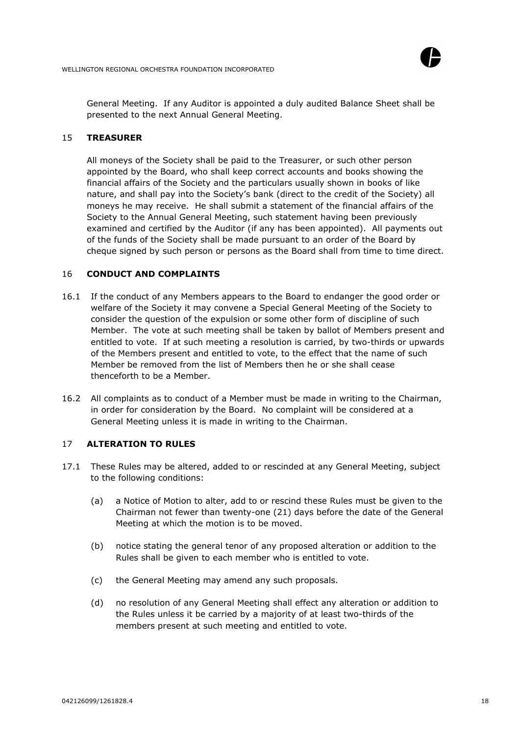General Meeting. If any Auditor is appointed a duly audited Balance Sheet shall be presented to the next Annual General Meeting.

## 15 TREASURER

All moneys of the Society shall be paid to the Treasurer, or such other person appointed by the Board, who shall keep correct accounts and books showing the financial affairs of the Society and the particulars usually shown in books of like nature, and shall pay into the Society's bank (direct to the credit of the Society) all moneys he may receive. He shall submit a statement of the financial affairs of the Society to the Annual General Meeting, such statement having been previously examined and certified by the Auditor (if any has been appointed). All payments out of the funds of the Society shall be made pursuant to an order of the Board by cheque signed by such person or persons as the Board shall from time to time direct.

## 16 CONDUCT AND COMPLAINTS

16.1 If the conduct of any Members appears to the Board to endanger the good order or welfare of the Society it may convene a Special General Meeting of the Society to consider the question of the expulsion or some other form of discipline of such Member. The vote at such meeting shall be taken by ballot of Members present and entitled to vote. If at such meeting a resolution is carried, by two-thirds or upwards of the Members present and entitled to vote, to the effect that the name of such Member be removed from the list of Members then he or she shall cease thenceforth to be a Member.

16.2 All complaints as to conduct of a Member must be made in writing to the Chairman, in order for consideration by the Board. No complaint will be considered at a General Meeting unless it is made in writing to the Chairman.

## 17 ALTERATION TO RULES

17.1 These Rules may be altered, added to or rescinded at any General Meeting, subject to the following conditions:

(a) a Notice of Motion to alter, add to or rescind these Rules must be given to the Chairman not fewer than twenty-one (21) days before the date of the General Meeting at which the motion is to be moved.

(b) notice stating the general tenor of any proposed alteration or addition to the Rules shall be given to each member who is entitled to vote.

(c) the General Meeting may amend any such proposals.

(d) no resolution of any General Meeting shall effect any alteration or addition to the Rules unless it be carried by a majority of at least two-thirds of the members present at such meeting and entitled to vote.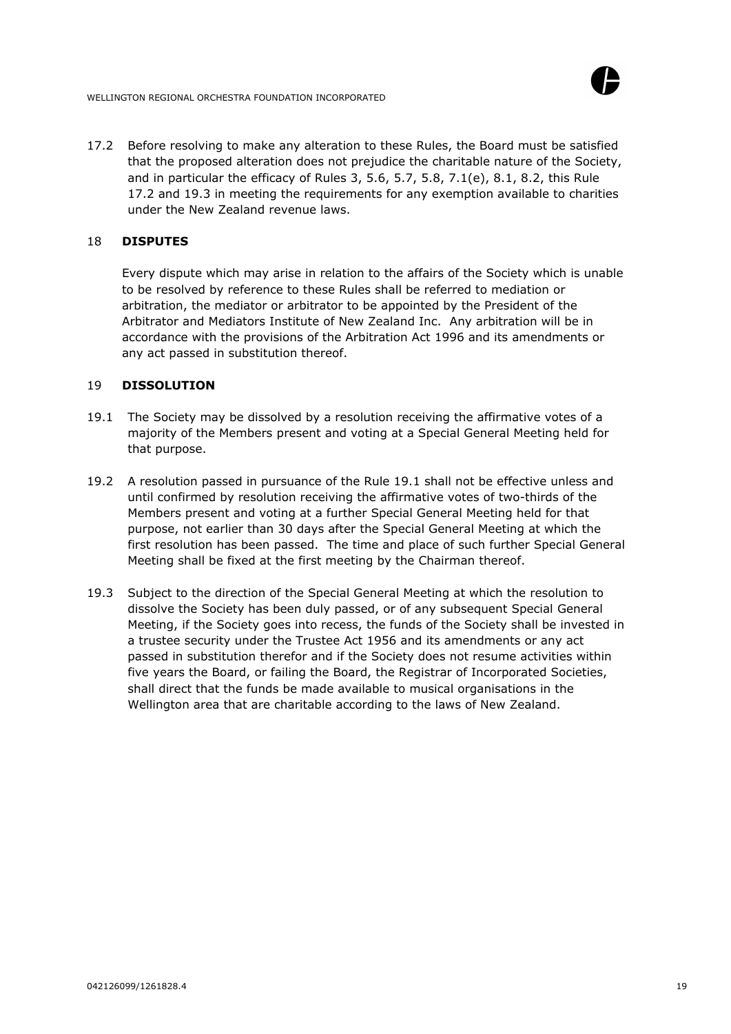17.2 Before resolving to make any alteration to these Rules, the Board must be satisfied that the proposed alteration does not prejudice the charitable nature of the Society, and in particular the efficacy of Rules 3, 5.6, 5.7, 5.8, 7.1(e), 8.1, 8.2, this Rule 17.2 and 19.3 in meeting the requirements for any exemption available to charities under the New Zealand revenue laws.

## 18 DISPUTES

Every dispute which may arise in relation to the affairs of the Society which is unable to be resolved by reference to these Rules shall be referred to mediation or arbitration, the mediator or arbitrator to be appointed by the President of the Arbitrator and Mediators Institute of New Zealand Inc. Any arbitration will be in accordance with the provisions of the Arbitration Act 1996 and its amendments or any act passed in substitution thereof.

## 19 DISSOLUTION

19.1 The Society may be dissolved by a resolution receiving the affirmative votes of a majority of the Members present and voting at a Special General Meeting held for that purpose.

19.2 A resolution passed in pursuance of the Rule 19.1 shall not be effective unless and until confirmed by resolution receiving the affirmative votes of two-thirds of the Members present and voting at a further Special General Meeting held for that purpose, not earlier than 30 days after the Special General Meeting at which the first resolution has been passed. The time and place of such further Special General Meeting shall be fixed at the first meeting by the Chairman thereof.

19.3 Subject to the direction of the Special General Meeting at which the resolution to dissolve the Society has been duly passed, or of any subsequent Special General Meeting, if the Society goes into recess, the funds of the Society shall be invested in a trustee security under the Trustee Act 1956 and its amendments or any act passed in substitution therefor and if the Society does not resume activities within five years the Board, or failing the Board, the Registrar of Incorporated Societies, shall direct that the funds be made available to musical organisations in the Wellington area that are charitable according to the laws of New Zealand.